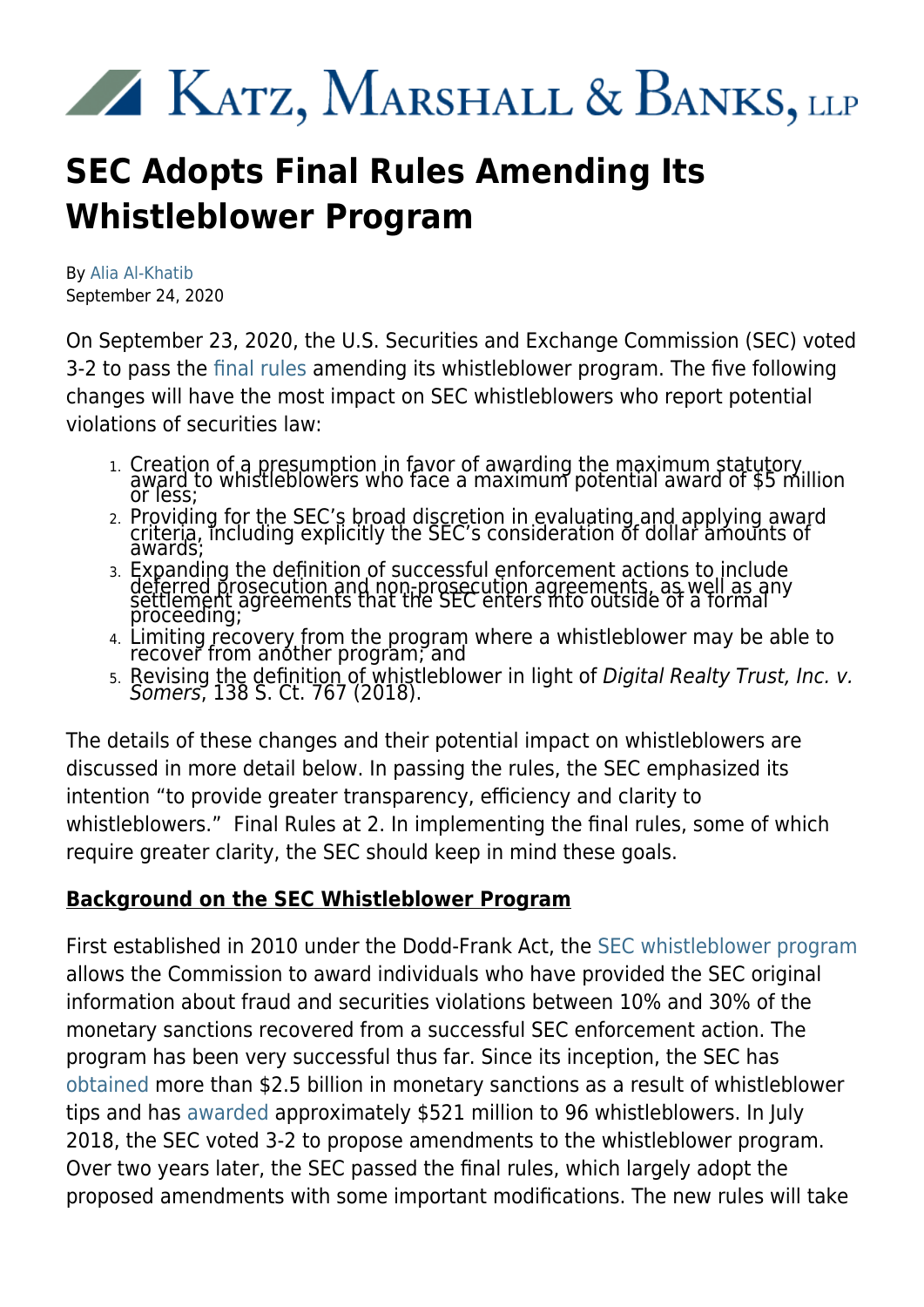# Katz, Marshall & Banks, LLP

# SEC Adopts Final Rules Amending Its Whistleblower Program

By Alia Al-Khatib
September 24, 2020

On September 23, 2020, the U.S. Securities and Exchange Commission (SEC) voted 3-2 to pass the final rules amending its whistleblower program. The five following changes will have the most impact on SEC whistleblowers who report potential violations of securities law:

1. Creation of a presumption in favor of awarding the maximum statutory award to whistleblowers who face a maximum potential award of $5 million or less;
2. Providing for the SEC's broad discretion in evaluating and applying award criteria, including explicitly the SEC's consideration of dollar amounts of awards;
3. Expanding the definition of successful enforcement actions to include deferred prosecution and non-prosecution agreements, as well as any settlement agreements that the SEC enters into outside of a formal proceeding;
4. Limiting recovery from the program where a whistleblower may be able to recover from another program; and
5. Revising the definition of whistleblower in light of *Digital Realty Trust, Inc. v. Somers*, 138 S. Ct. 767 (2018).

The details of these changes and their potential impact on whistleblowers are discussed in more detail below. In passing the rules, the SEC emphasized its intention "to provide greater transparency, efficiency and clarity to whistleblowers." Final Rules at 2. In implementing the final rules, some of which require greater clarity, the SEC should keep in mind these goals.

**Background on the SEC Whistleblower Program**

First established in 2010 under the Dodd-Frank Act, the SEC whistleblower program allows the Commission to award individuals who have provided the SEC original information about fraud and securities violations between 10% and 30% of the monetary sanctions recovered from a successful SEC enforcement action. The program has been very successful thus far. Since its inception, the SEC has obtained more than $2.5 billion in monetary sanctions as a result of whistleblower tips and has awarded approximately $521 million to 96 whistleblowers. In July 2018, the SEC voted 3-2 to propose amendments to the whistleblower program. Over two years later, the SEC passed the final rules, which largely adopt the proposed amendments with some important modifications. The new rules will take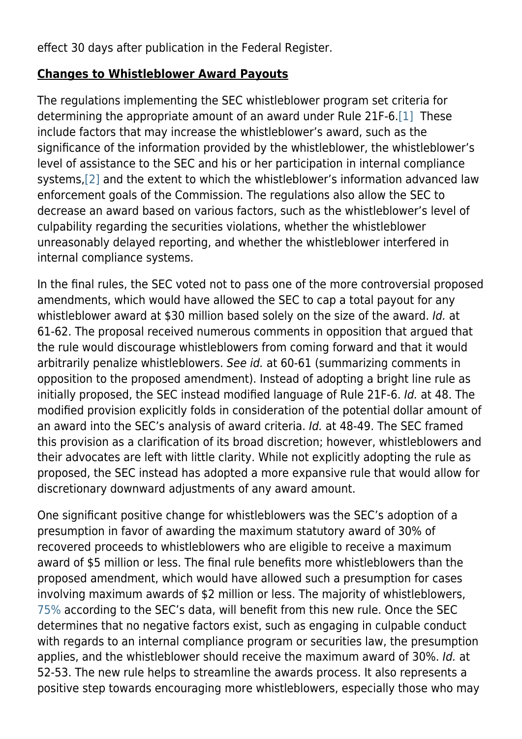effect 30 days after publication in the Federal Register.

**Changes to Whistleblower Award Payouts**

The regulations implementing the SEC whistleblower program set criteria for determining the appropriate amount of an award under Rule 21F-6.[1] These include factors that may increase the whistleblower's award, such as the significance of the information provided by the whistleblower, the whistleblower's level of assistance to the SEC and his or her participation in internal compliance systems,[2] and the extent to which the whistleblower's information advanced law enforcement goals of the Commission. The regulations also allow the SEC to decrease an award based on various factors, such as the whistleblower's level of culpability regarding the securities violations, whether the whistleblower unreasonably delayed reporting, and whether the whistleblower interfered in internal compliance systems.

In the final rules, the SEC voted not to pass one of the more controversial proposed amendments, which would have allowed the SEC to cap a total payout for any whistleblower award at $30 million based solely on the size of the award. *Id.* at 61-62. The proposal received numerous comments in opposition that argued that the rule would discourage whistleblowers from coming forward and that it would arbitrarily penalize whistleblowers. *See id.* at 60-61 (summarizing comments in opposition to the proposed amendment). Instead of adopting a bright line rule as initially proposed, the SEC instead modified language of Rule 21F-6. *Id.* at 48. The modified provision explicitly folds in consideration of the potential dollar amount of an award into the SEC's analysis of award criteria. *Id.* at 48-49. The SEC framed this provision as a clarification of its broad discretion; however, whistleblowers and their advocates are left with little clarity. While not explicitly adopting the rule as proposed, the SEC instead has adopted a more expansive rule that would allow for discretionary downward adjustments of any award amount.

One significant positive change for whistleblowers was the SEC's adoption of a presumption in favor of awarding the maximum statutory award of 30% of recovered proceeds to whistleblowers who are eligible to receive a maximum award of $5 million or less. The final rule benefits more whistleblowers than the proposed amendment, which would have allowed such a presumption for cases involving maximum awards of $2 million or less. The majority of whistleblowers, 75% according to the SEC's data, will benefit from this new rule. Once the SEC determines that no negative factors exist, such as engaging in culpable conduct with regards to an internal compliance program or securities law, the presumption applies, and the whistleblower should receive the maximum award of 30%. *Id.* at 52-53. The new rule helps to streamline the awards process. It also represents a positive step towards encouraging more whistleblowers, especially those who may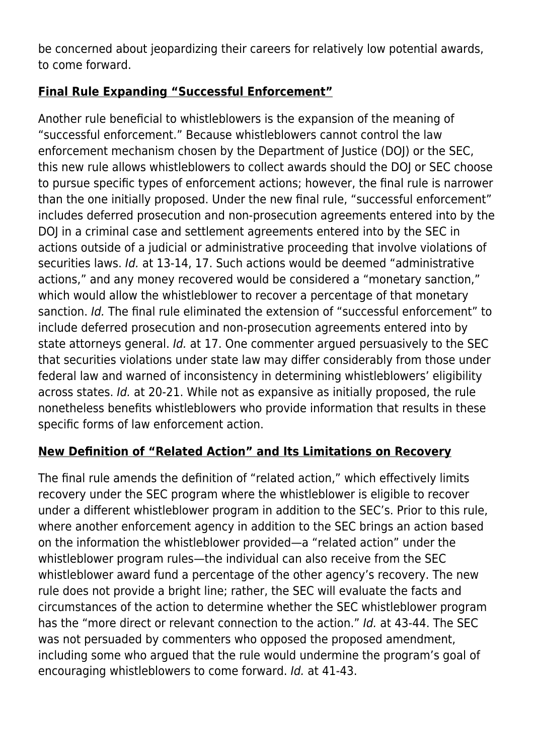be concerned about jeopardizing their careers for relatively low potential awards, to come forward.

## **Final Rule Expanding "Successful Enforcement"**

Another rule beneficial to whistleblowers is the expansion of the meaning of "successful enforcement." Because whistleblowers cannot control the law enforcement mechanism chosen by the Department of Justice (DOJ) or the SEC, this new rule allows whistleblowers to collect awards should the DOJ or SEC choose to pursue specific types of enforcement actions; however, the final rule is narrower than the one initially proposed. Under the new final rule, "successful enforcement" includes deferred prosecution and non-prosecution agreements entered into by the DOJ in a criminal case and settlement agreements entered into by the SEC in actions outside of a judicial or administrative proceeding that involve violations of securities laws. *Id.* at 13-14, 17. Such actions would be deemed "administrative actions," and any money recovered would be considered a "monetary sanction," which would allow the whistleblower to recover a percentage of that monetary sanction. *Id.* The final rule eliminated the extension of "successful enforcement" to include deferred prosecution and non-prosecution agreements entered into by state attorneys general. *Id.* at 17. One commenter argued persuasively to the SEC that securities violations under state law may differ considerably from those under federal law and warned of inconsistency in determining whistleblowers' eligibility across states. *Id.* at 20-21. While not as expansive as initially proposed, the rule nonetheless benefits whistleblowers who provide information that results in these specific forms of law enforcement action.

## **New Definition of "Related Action" and Its Limitations on Recovery**

The final rule amends the definition of "related action," which effectively limits recovery under the SEC program where the whistleblower is eligible to recover under a different whistleblower program in addition to the SEC's. Prior to this rule, where another enforcement agency in addition to the SEC brings an action based on the information the whistleblower provided—a "related action" under the whistleblower program rules—the individual can also receive from the SEC whistleblower award fund a percentage of the other agency's recovery. The new rule does not provide a bright line; rather, the SEC will evaluate the facts and circumstances of the action to determine whether the SEC whistleblower program has the "more direct or relevant connection to the action." *Id.* at 43-44. The SEC was not persuaded by commenters who opposed the proposed amendment, including some who argued that the rule would undermine the program's goal of encouraging whistleblowers to come forward. *Id.* at 41-43.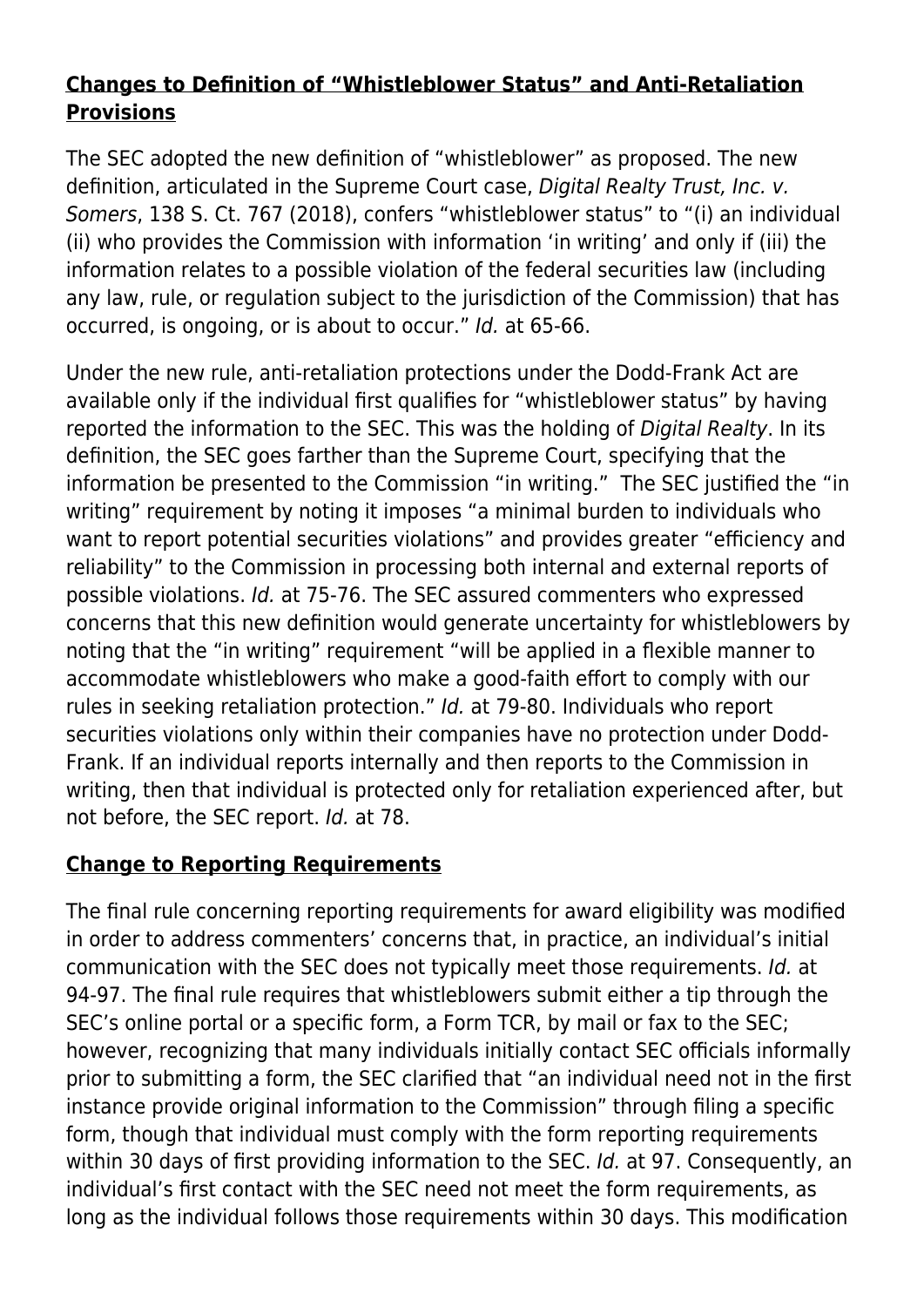## **Changes to Definition of "Whistleblower Status" and Anti-Retaliation Provisions**

The SEC adopted the new definition of "whistleblower" as proposed. The new definition, articulated in the Supreme Court case, *Digital Realty Trust, Inc. v. Somers*, 138 S. Ct. 767 (2018), confers "whistleblower status" to "(i) an individual (ii) who provides the Commission with information 'in writing' and only if (iii) the information relates to a possible violation of the federal securities law (including any law, rule, or regulation subject to the jurisdiction of the Commission) that has occurred, is ongoing, or is about to occur." *Id.* at 65-66.

Under the new rule, anti-retaliation protections under the Dodd-Frank Act are available only if the individual first qualifies for "whistleblower status" by having reported the information to the SEC. This was the holding of *Digital Realty*. In its definition, the SEC goes farther than the Supreme Court, specifying that the information be presented to the Commission "in writing." The SEC justified the "in writing" requirement by noting it imposes "a minimal burden to individuals who want to report potential securities violations" and provides greater "efficiency and reliability" to the Commission in processing both internal and external reports of possible violations. *Id.* at 75-76. The SEC assured commenters who expressed concerns that this new definition would generate uncertainty for whistleblowers by noting that the "in writing" requirement "will be applied in a flexible manner to accommodate whistleblowers who make a good-faith effort to comply with our rules in seeking retaliation protection." *Id.* at 79-80. Individuals who report securities violations only within their companies have no protection under Dodd-Frank. If an individual reports internally and then reports to the Commission in writing, then that individual is protected only for retaliation experienced after, but not before, the SEC report. *Id.* at 78.

## **Change to Reporting Requirements**

The final rule concerning reporting requirements for award eligibility was modified in order to address commenters' concerns that, in practice, an individual's initial communication with the SEC does not typically meet those requirements. *Id.* at 94-97. The final rule requires that whistleblowers submit either a tip through the SEC's online portal or a specific form, a Form TCR, by mail or fax to the SEC; however, recognizing that many individuals initially contact SEC officials informally prior to submitting a form, the SEC clarified that "an individual need not in the first instance provide original information to the Commission" through filing a specific form, though that individual must comply with the form reporting requirements within 30 days of first providing information to the SEC. *Id.* at 97. Consequently, an individual's first contact with the SEC need not meet the form requirements, as long as the individual follows those requirements within 30 days. This modification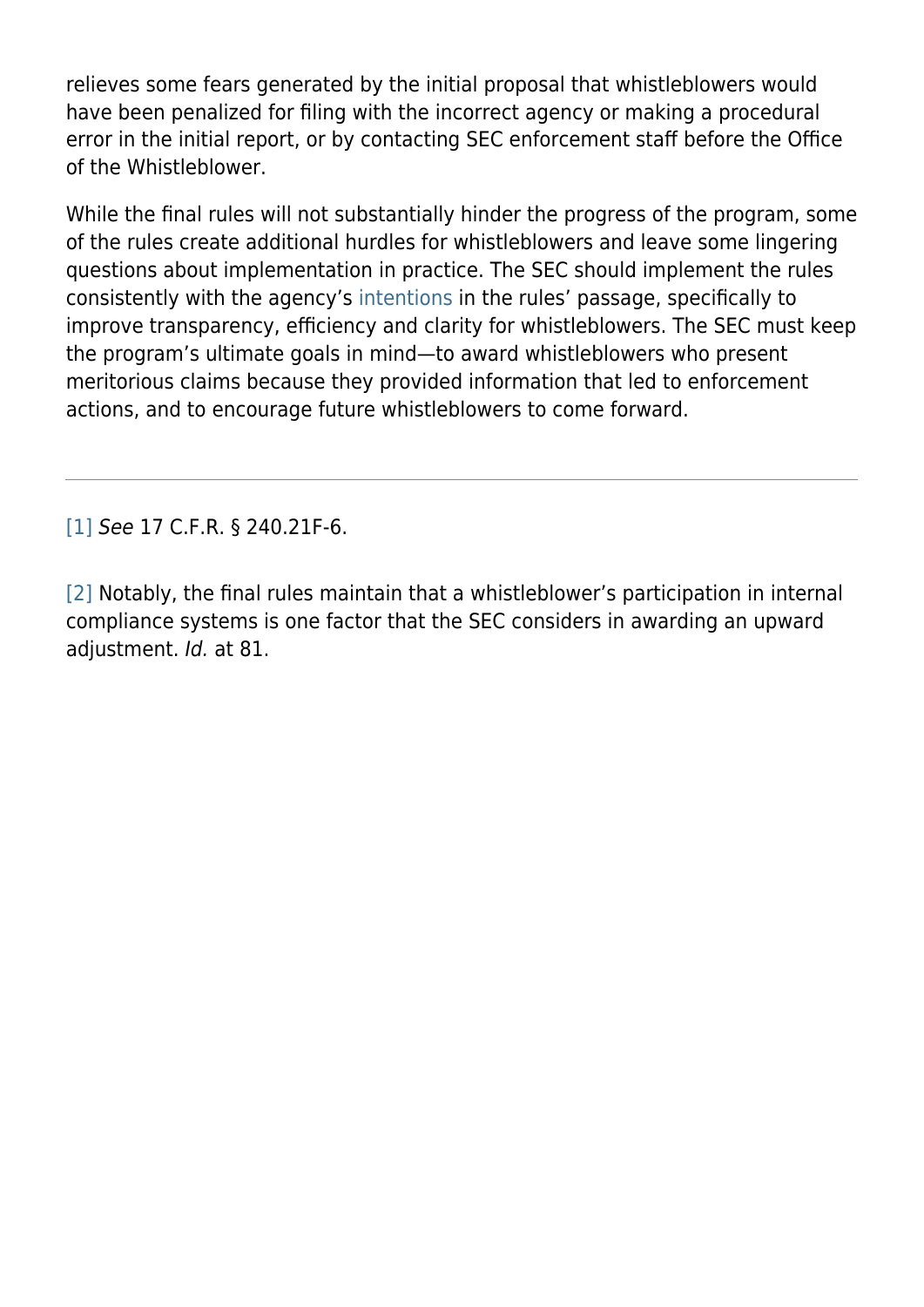relieves some fears generated by the initial proposal that whistleblowers would have been penalized for filing with the incorrect agency or making a procedural error in the initial report, or by contacting SEC enforcement staff before the Office of the Whistleblower.

While the final rules will not substantially hinder the progress of the program, some of the rules create additional hurdles for whistleblowers and leave some lingering questions about implementation in practice. The SEC should implement the rules consistently with the agency's intentions in the rules' passage, specifically to improve transparency, efficiency and clarity for whistleblowers. The SEC must keep the program's ultimate goals in mind—to award whistleblowers who present meritorious claims because they provided information that led to enforcement actions, and to encourage future whistleblowers to come forward.

---

[1] *See* 17 C.F.R. § 240.21F-6.

[2] Notably, the final rules maintain that a whistleblower's participation in internal compliance systems is one factor that the SEC considers in awarding an upward adjustment. *Id.* at 81.